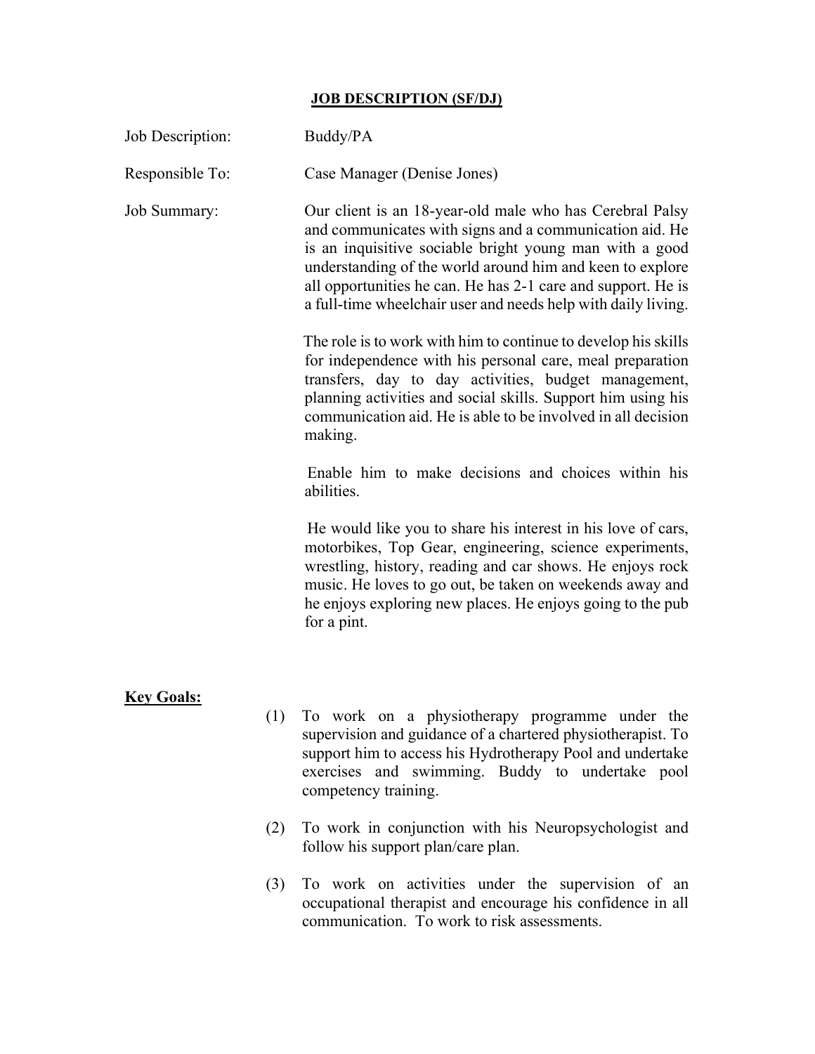# JOB DESCRIPTION (SF/DJ)

**Job Description:** Buddy/PA

**Responsible To:** Case Manager (Denise Jones)

**Job Summary:**

Our client is an 18-year-old male who has Cerebral Palsy and communicates with signs and a communication aid. He is an inquisitive sociable bright young man with a good understanding of the world around him and keen to explore all opportunities he can. He has 2-1 care and support. He is a full-time wheelchair user and needs help with daily living.

The role is to work with him to continue to develop his skills for independence with his personal care, meal preparation transfers, day to day activities, budget management, planning activities and social skills. Support him using his communication aid. He is able to be involved in all decision making.

Enable him to make decisions and choices within his abilities.

He would like you to share his interest in his love of cars, motorbikes, Top Gear, engineering, science experiments, wrestling, history, reading and car shows. He enjoys rock music. He loves to go out, be taken on weekends away and he enjoys exploring new places. He enjoys going to the pub for a pint.

## Key Goals:

(1) To work on a physiotherapy programme under the supervision and guidance of a chartered physiotherapist. To support him to access his Hydrotherapy Pool and undertake exercises and swimming. Buddy to undertake pool competency training.

(2) To work in conjunction with his Neuropsychologist and follow his support plan/care plan.

(3) To work on activities under the supervision of an occupational therapist and encourage his confidence in all communication. To work to risk assessments.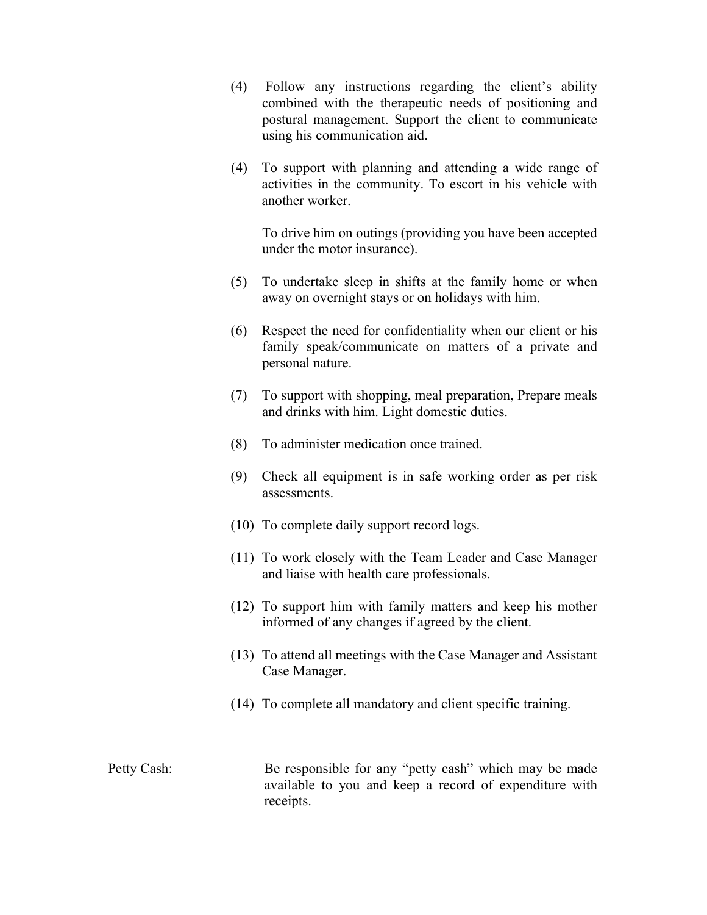(4) Follow any instructions regarding the client's ability combined with the therapeutic needs of positioning and postural management. Support the client to communicate using his communication aid.

(4) To support with planning and attending a wide range of activities in the community. To escort in his vehicle with another worker.

To drive him on outings (providing you have been accepted under the motor insurance).

(5) To undertake sleep in shifts at the family home or when away on overnight stays or on holidays with him.

(6) Respect the need for confidentiality when our client or his family speak/communicate on matters of a private and personal nature.

(7) To support with shopping, meal preparation, Prepare meals and drinks with him. Light domestic duties.

(8) To administer medication once trained.

(9) Check all equipment is in safe working order as per risk assessments.

(10) To complete daily support record logs.

(11) To work closely with the Team Leader and Case Manager and liaise with health care professionals.

(12) To support him with family matters and keep his mother informed of any changes if agreed by the client.

(13) To attend all meetings with the Case Manager and Assistant Case Manager.

(14) To complete all mandatory and client specific training.

Petty Cash: Be responsible for any "petty cash" which may be made available to you and keep a record of expenditure with receipts.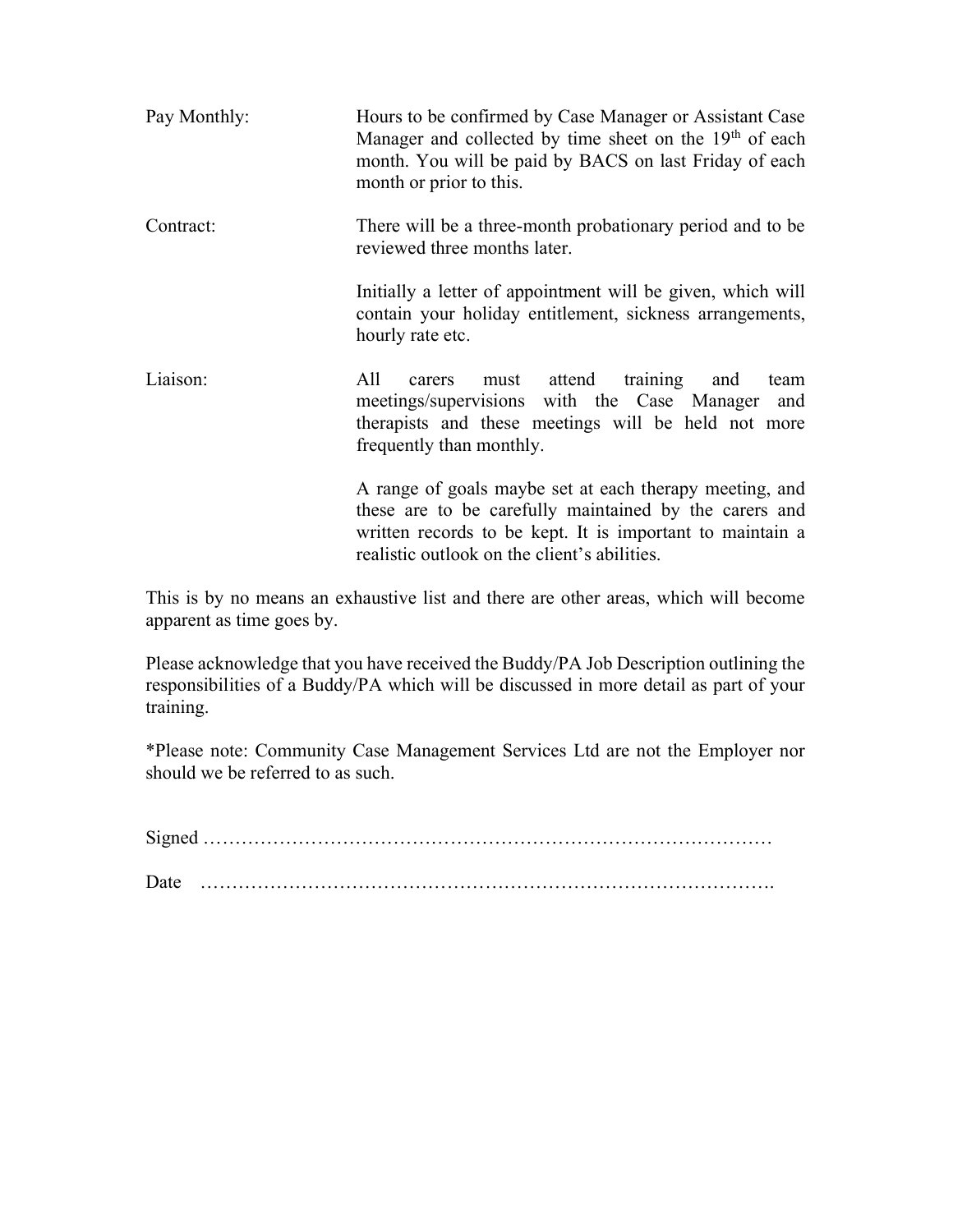| | |
|---|---|
| Pay Monthly: | Hours to be confirmed by Case Manager or Assistant Case Manager and collected by time sheet on the 19th of each month. You will be paid by BACS on last Friday of each month or prior to this. |
| Contract: | There will be a three-month probationary period and to be reviewed three months later.<br><br>Initially a letter of appointment will be given, which will contain your holiday entitlement, sickness arrangements, hourly rate etc. |
| Liaison: | All carers must attend training and team meetings/supervisions with the Case Manager and therapists and these meetings will be held not more frequently than monthly.<br><br>A range of goals maybe set at each therapy meeting, and these are to be carefully maintained by the carers and written records to be kept. It is important to maintain a realistic outlook on the client's abilities. |

This is by no means an exhaustive list and there are other areas, which will become apparent as time goes by.

Please acknowledge that you have received the Buddy/PA Job Description outlining the responsibilities of a Buddy/PA which will be discussed in more detail as part of your training.

*Please note: Community Case Management Services Ltd are not the Employer nor should we be referred to as such.

Signed ………………………………………………………………………………

Date ………………………………………………………………………………